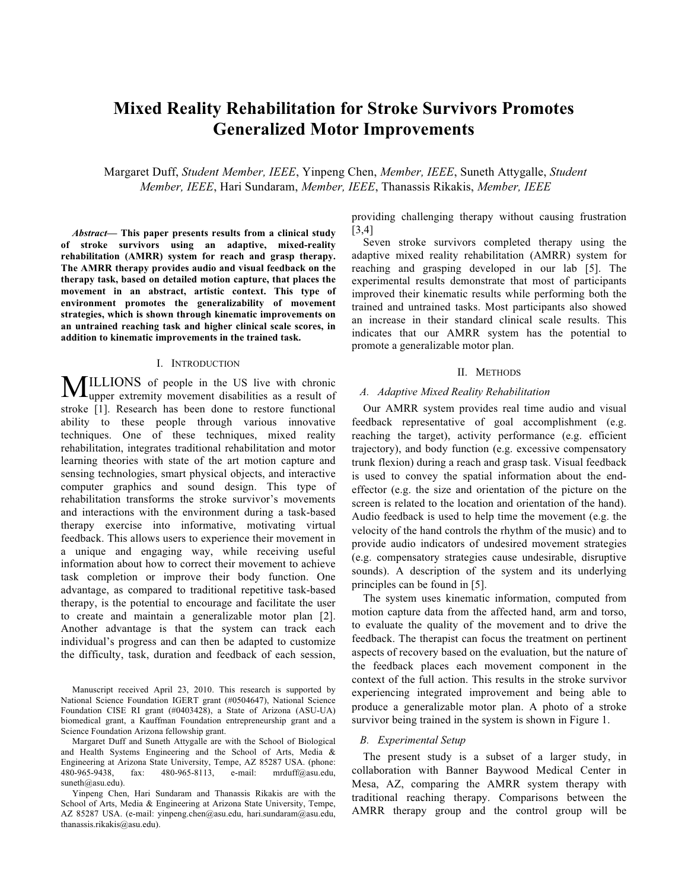# Mixed Reality Rehabilitation for Stroke Survivors Promotes Generalized Motor Improvements

Margaret Duff, *Student Member, IEEE*, Yinpeng Chen, *Member, IEEE*, Suneth Attygalle, *Student Member, IEEE*, Hari Sundaram, *Member, IEEE*, Thanassis Rikakis, *Member, IEEE*

***Abstract*— This paper presents results from a clinical study of stroke survivors using an adaptive, mixed-reality rehabilitation (AMRR) system for reach and grasp therapy. The AMRR therapy provides audio and visual feedback on the therapy task, based on detailed motion capture, that places the movement in an abstract, artistic context. This type of environment promotes the generalizability of movement strategies, which is shown through kinematic improvements on an untrained reaching task and higher clinical scale scores, in addition to kinematic improvements in the trained task.**

## I. Introduction

Millions of people in the US live with chronic upper extremity movement disabilities as a result of stroke [1]. Research has been done to restore functional ability to these people through various innovative techniques. One of these techniques, mixed reality rehabilitation, integrates traditional rehabilitation and motor learning theories with state of the art motion capture and sensing technologies, smart physical objects, and interactive computer graphics and sound design. This type of rehabilitation transforms the stroke survivor's movements and interactions with the environment during a task-based therapy exercise into informative, motivating virtual feedback. This allows users to experience their movement in a unique and engaging way, while receiving useful information about how to correct their movement to achieve task completion or improve their body function. One advantage, as compared to traditional repetitive task-based therapy, is the potential to encourage and facilitate the user to create and maintain a generalizable motor plan [2]. Another advantage is that the system can track each individual's progress and can then be adapted to customize the difficulty, task, duration and feedback of each session, providing challenging therapy without causing frustration [3,4]

Seven stroke survivors completed therapy using the adaptive mixed reality rehabilitation (AMRR) system for reaching and grasping developed in our lab [5]. The experimental results demonstrate that most of participants improved their kinematic results while performing both the trained and untrained tasks. Most participants also showed an increase in their standard clinical scale results. This indicates that our AMRR system has the potential to promote a generalizable motor plan.

Manuscript received April 23, 2010. This research is supported by National Science Foundation IGERT grant (#0504647), National Science Foundation CISE RI grant (#0403428), a State of Arizona (ASU-UA) biomedical grant, a Kauffman Foundation entrepreneurship grant and a Science Foundation Arizona fellowship grant.

Margaret Duff and Suneth Attygalle are with the School of Biological and Health Systems Engineering and the School of Arts, Media & Engineering at Arizona State University, Tempe, AZ 85287 USA. (phone: 480-965-9438, fax: 480-965-8113, e-mail: mrduff@asu.edu, suneth@asu.edu).

Yinpeng Chen, Hari Sundaram and Thanassis Rikakis are with the School of Arts, Media & Engineering at Arizona State University, Tempe, AZ 85287 USA. (e-mail: yinpeng.chen@asu.edu, hari.sundaram@asu.edu, thanassis.rikakis@asu.edu).

## II. Methods

### *A. Adaptive Mixed Reality Rehabilitation*

Our AMRR system provides real time audio and visual feedback representative of goal accomplishment (e.g. reaching the target), activity performance (e.g. efficient trajectory), and body function (e.g. excessive compensatory trunk flexion) during a reach and grasp task. Visual feedback is used to convey the spatial information about the end-effector (e.g. the size and orientation of the picture on the screen is related to the location and orientation of the hand). Audio feedback is used to help time the movement (e.g. the velocity of the hand controls the rhythm of the music) and to provide audio indicators of undesired movement strategies (e.g. compensatory strategies cause undesirable, disruptive sounds). A description of the system and its underlying principles can be found in [5].

The system uses kinematic information, computed from motion capture data from the affected hand, arm and torso, to evaluate the quality of the movement and to drive the feedback. The therapist can focus the treatment on pertinent aspects of recovery based on the evaluation, but the nature of the feedback places each movement component in the context of the full action. This results in the stroke survivor experiencing integrated improvement and being able to produce a generalizable motor plan. A photo of a stroke survivor being trained in the system is shown in Figure 1.

### *B. Experimental Setup*

The present study is a subset of a larger study, in collaboration with Banner Baywood Medical Center in Mesa, AZ, comparing the AMRR system therapy with traditional reaching therapy. Comparisons between the AMRR therapy group and the control group will be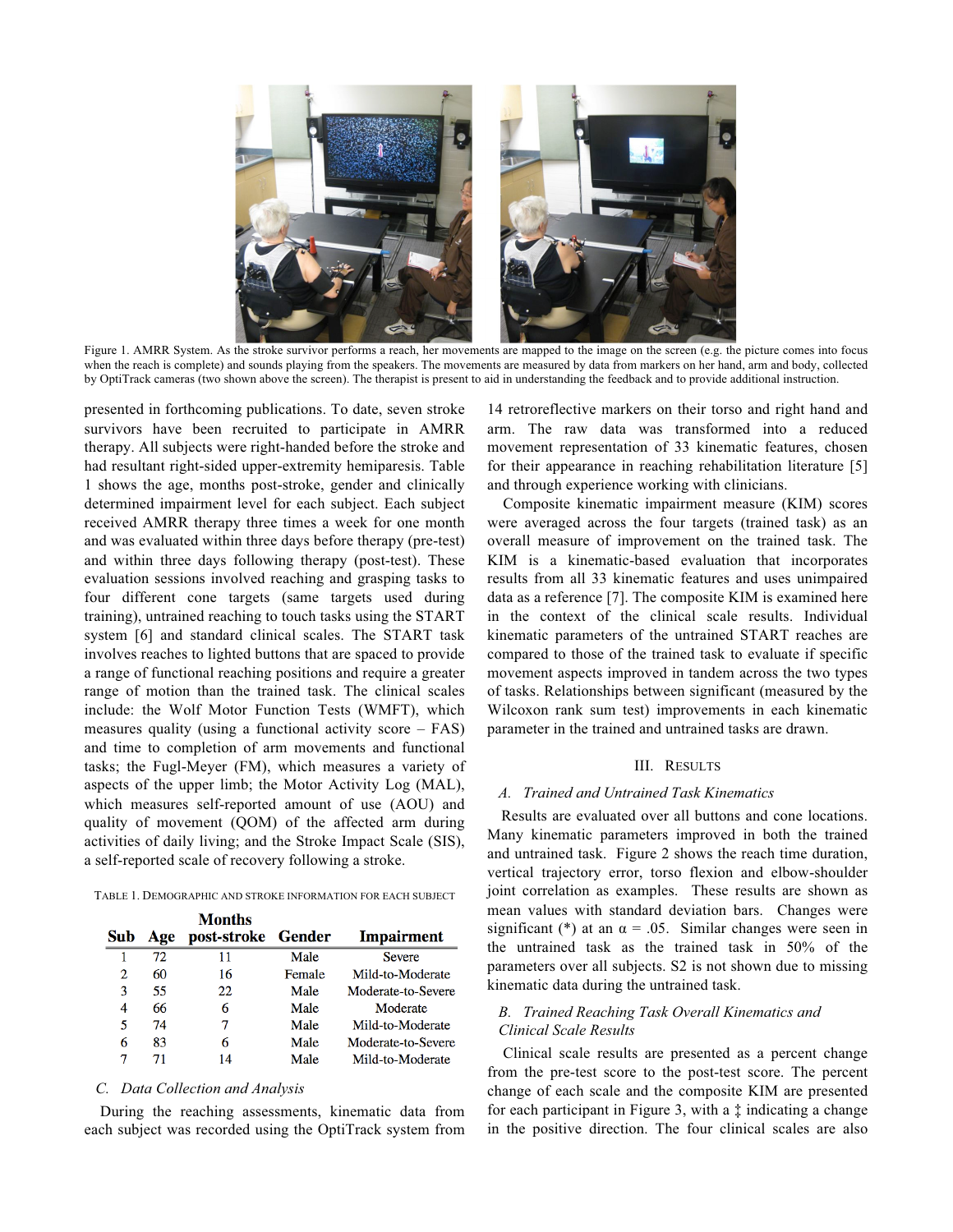Figure 1. AMRR System. As the stroke survivor performs a reach, her movements are mapped to the image on the screen (e.g. the picture comes into focus when the reach is complete) and sounds playing from the speakers. The movements are measured by data from markers on her hand, arm and body, collected by OptiTrack cameras (two shown above the screen). The therapist is present to aid in understanding the feedback and to provide additional instruction.

presented in forthcoming publications. To date, seven stroke survivors have been recruited to participate in AMRR therapy. All subjects were right-handed before the stroke and had resultant right-sided upper-extremity hemiparesis. Table 1 shows the age, months post-stroke, gender and clinically determined impairment level for each subject. Each subject received AMRR therapy three times a week for one month and was evaluated within three days before therapy (pre-test) and within three days following therapy (post-test). These evaluation sessions involved reaching and grasping tasks to four different cone targets (same targets used during training), untrained reaching to touch tasks using the START system [6] and standard clinical scales. The START task involves reaches to lighted buttons that are spaced to provide a range of functional reaching positions and require a greater range of motion than the trained task. The clinical scales include: the Wolf Motor Function Tests (WMFT), which measures quality (using a functional activity score – FAS) and time to completion of arm movements and functional tasks; the Fugl-Meyer (FM), which measures a variety of aspects of the upper limb; the Motor Activity Log (MAL), which measures self-reported amount of use (AOU) and quality of movement (QOM) of the affected arm during activities of daily living; and the Stroke Impact Scale (SIS), a self-reported scale of recovery following a stroke.

TABLE 1. DEMOGRAPHIC AND STROKE INFORMATION FOR EACH SUBJECT

| Sub | Age | Months post-stroke | Gender | Impairment |
|---|---|---|---|---|
| 1 | 72 | 11 | Male | Severe |
| 2 | 60 | 16 | Female | Mild-to-Moderate |
| 3 | 55 | 22 | Male | Moderate-to-Severe |
| 4 | 66 | 6 | Male | Moderate |
| 5 | 74 | 7 | Male | Mild-to-Moderate |
| 6 | 83 | 6 | Male | Moderate-to-Severe |
| 7 | 71 | 14 | Male | Mild-to-Moderate |

### *C. Data Collection and Analysis*

During the reaching assessments, kinematic data from each subject was recorded using the OptiTrack system from 14 retroreflective markers on their torso and right hand and arm. The raw data was transformed into a reduced movement representation of 33 kinematic features, chosen for their appearance in reaching rehabilitation literature [5] and through experience working with clinicians.

Composite kinematic impairment measure (KIM) scores were averaged across the four targets (trained task) as an overall measure of improvement on the trained task. The KIM is a kinematic-based evaluation that incorporates results from all 33 kinematic features and uses unimpaired data as a reference [7]. The composite KIM is examined here in the context of the clinical scale results. Individual kinematic parameters of the untrained START reaches are compared to those of the trained task to evaluate if specific movement aspects improved in tandem across the two types of tasks. Relationships between significant (measured by the Wilcoxon rank sum test) improvements in each kinematic parameter in the trained and untrained tasks are drawn.

## III. RESULTS

### *A. Trained and Untrained Task Kinematics*

Results are evaluated over all buttons and cone locations. Many kinematic parameters improved in both the trained and untrained task. Figure 2 shows the reach time duration, vertical trajectory error, torso flexion and elbow-shoulder joint correlation as examples. These results are shown as mean values with standard deviation bars. Changes were significant (*) at an $\alpha = .05$. Similar changes were seen in the untrained task as the trained task in 50% of the parameters over all subjects. S2 is not shown due to missing kinematic data during the untrained task.

### *B. Trained Reaching Task Overall Kinematics and Clinical Scale Results*

Clinical scale results are presented as a percent change from the pre-test score to the post-test score. The percent change of each scale and the composite KIM are presented for each participant in Figure 3, with a ‡ indicating a change in the positive direction. The four clinical scales are also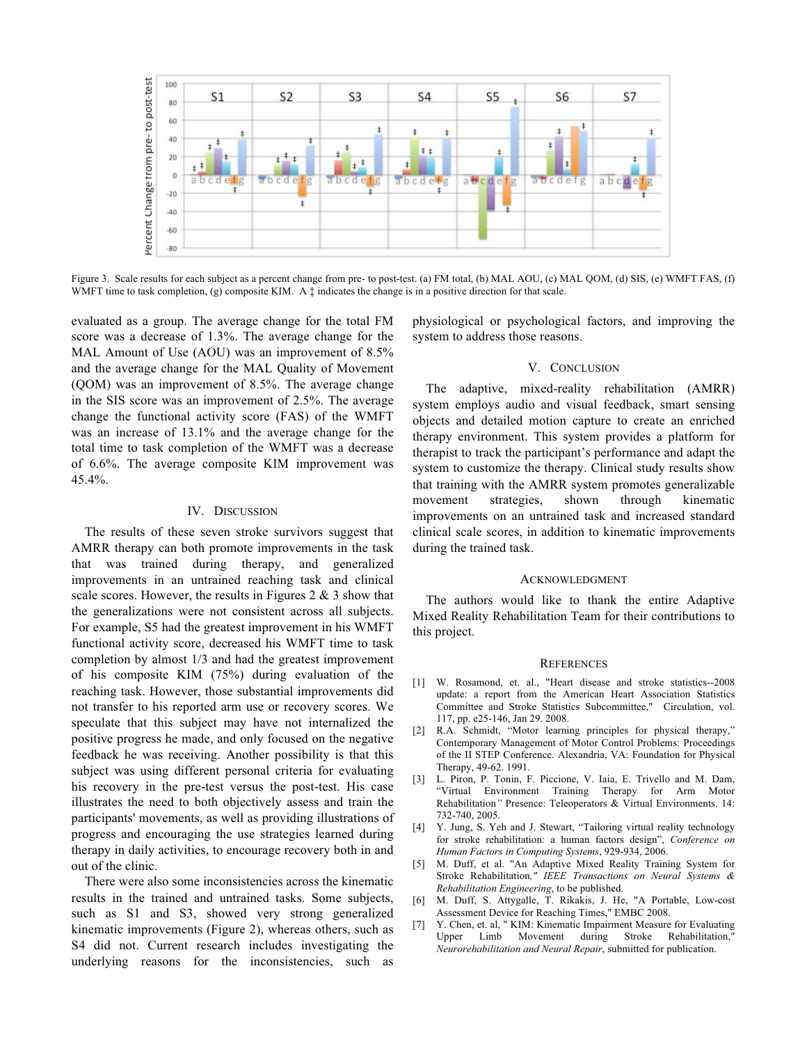Figure 3. Scale results for each subject as a percent change from pre- to post-test. (a) FM total, (b) MAL AOU, (c) MAL QOM, (d) SIS, (e) WMFT FAS, (f) WMFT time to task completion, (g) composite KIM. A ‡ indicates the change is in a positive direction for that scale.

evaluated as a group. The average change for the total FM score was a decrease of 1.3%. The average change for the MAL Amount of Use (AOU) was an improvement of 8.5% and the average change for the MAL Quality of Movement (QOM) was an improvement of 8.5%. The average change in the SIS score was an improvement of 2.5%. The average change the functional activity score (FAS) of the WMFT was an increase of 13.1% and the average change for the total time to task completion of the WMFT was a decrease of 6.6%. The average composite KIM improvement was 45.4%.

## IV. Discussion

The results of these seven stroke survivors suggest that AMRR therapy can both promote improvements in the task that was trained during therapy, and generalized improvements in an untrained reaching task and clinical scale scores. However, the results in Figures 2 & 3 show that the generalizations were not consistent across all subjects. For example, S5 had the greatest improvement in his WMFT functional activity score, decreased his WMFT time to task completion by almost 1/3 and had the greatest improvement of his composite KIM (75%) during evaluation of the reaching task. However, those substantial improvements did not transfer to his reported arm use or recovery scores. We speculate that this subject may have not internalized the positive progress he made, and only focused on the negative feedback he was receiving. Another possibility is that this subject was using different personal criteria for evaluating his recovery in the pre-test versus the post-test. His case illustrates the need to both objectively assess and train the participants' movements, as well as providing illustrations of progress and encouraging the use strategies learned during therapy in daily activities, to encourage recovery both in and out of the clinic.

There were also some inconsistencies across the kinematic results in the trained and untrained tasks. Some subjects, such as S1 and S3, showed very strong generalized kinematic improvements (Figure 2), whereas others, such as S4 did not. Current research includes investigating the underlying reasons for the inconsistencies, such as physiological or psychological factors, and improving the system to address those reasons.

## V. Conclusion

The adaptive, mixed-reality rehabilitation (AMRR) system employs audio and visual feedback, smart sensing objects and detailed motion capture to create an enriched therapy environment. This system provides a platform for therapist to track the participant's performance and adapt the system to customize the therapy. Clinical study results show that training with the AMRR system promotes generalizable movement strategies, shown through kinematic improvements on an untrained task and increased standard clinical scale scores, in addition to kinematic improvements during the trained task.

## Acknowledgment

The authors would like to thank the entire Adaptive Mixed Reality Rehabilitation Team for their contributions to this project.

## References

[1] W. Rosamond, et. al., "Heart disease and stroke statistics--2008 update: a report from the American Heart Association Statistics Committee and Stroke Statistics Subcommittee," Circulation, vol. 117, pp. e25-146, Jan 29. 2008.

[2] R.A. Schmidt, "Motor learning principles for physical therapy," Contemporary Management of Motor Control Problems: Proceedings of the II STEP Conference. Alexandria, VA: Foundation for Physical Therapy, 49-62. 1991.

[3] L. Piron, P. Tonin, F. Piccione, V. Iaia, E. Trivello and M. Dam, "Virtual Environment Training Therapy for Arm Motor Rehabilitation" Presence: Teleoperators & Virtual Environments. 14: 732-740, 2005.

[4] Y. Jung, S. Yeh and J. Stewart, "Tailoring virtual reality technology for stroke rehabilitation: a human factors design", *Conference on Human Factors in Computing Systems*, 929-934, 2006.

[5] M. Duff, et al. "An Adaptive Mixed Reality Training System for Stroke Rehabilitation," *IEEE Transactions on Neural Systems & Rehabilitation Engineering*, to be published.

[6] M. Duff, S. Attygalle, T. Rikakis, J. He, "A Portable, Low-cost Assessment Device for Reaching Times," EMBC 2008.

[7] Y. Chen, et. al, " KIM: Kinematic Impairment Measure for Evaluating Upper Limb Movement during Stroke Rehabilitation," *Neurorehabilitation and Neural Repair*, submitted for publication.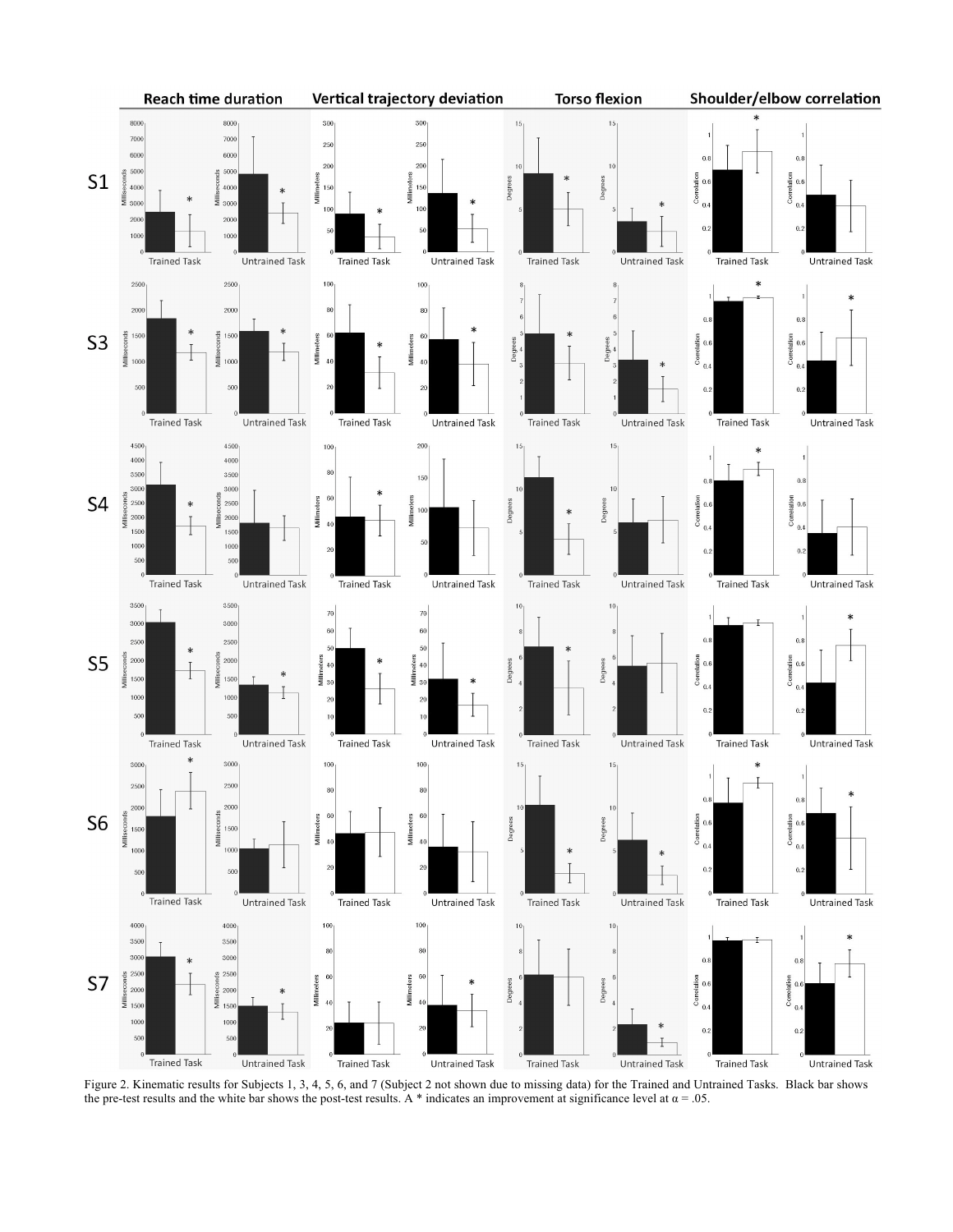Reach time duration

Vertical trajectory deviation

Torso flexion

Shoulder/elbow correlation

S1

S3

S4

S5

S6

S7

Trained Task

Untrained Task

Figure 2. Kinematic results for Subjects 1, 3, 4, 5, 6, and 7 (Subject 2 not shown due to missing data) for the Trained and Untrained Tasks. Black bar shows the pre-test results and the white bar shows the post-test results. A * indicates an improvement at significance level at $\alpha = .05$.